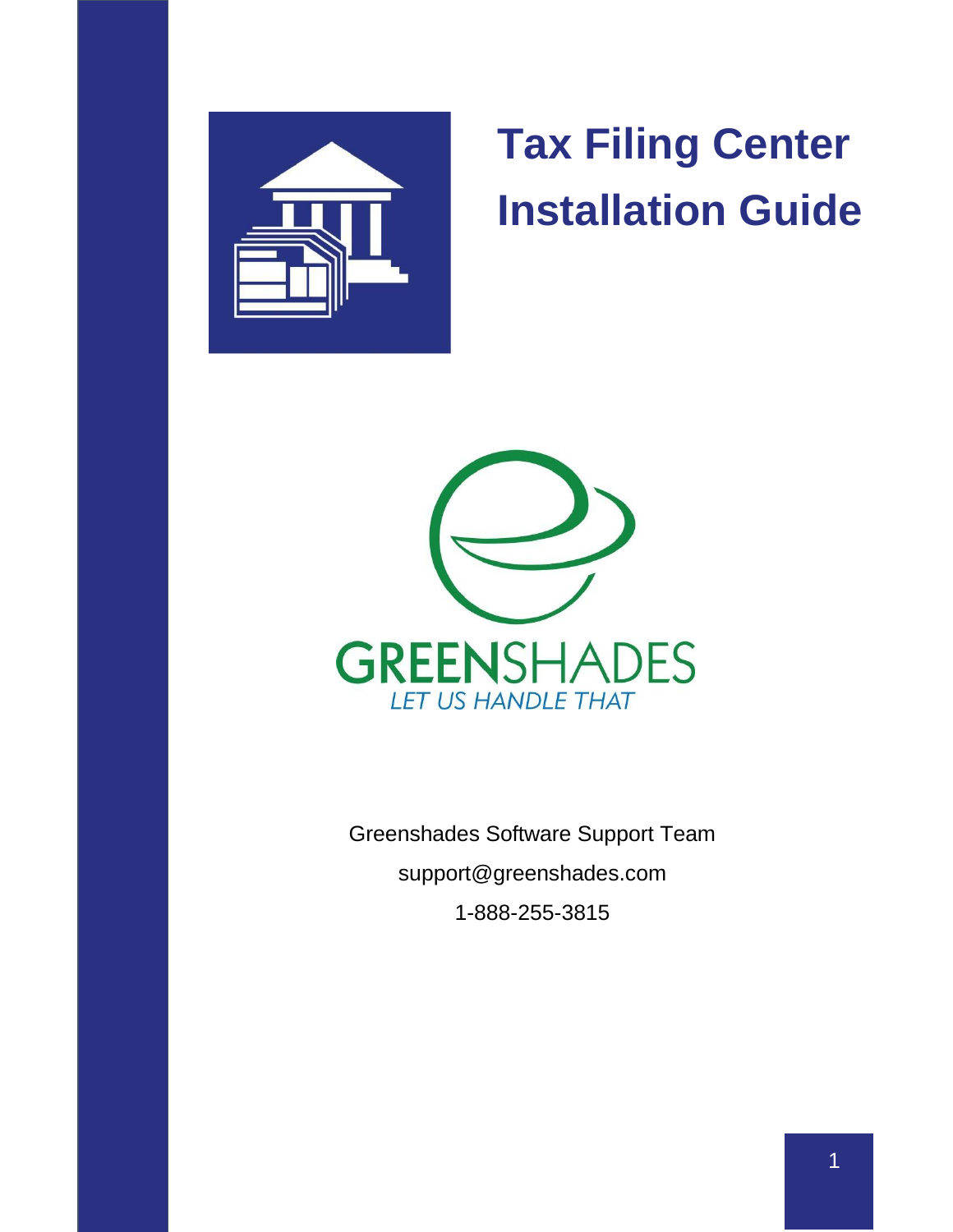# Tax Filing Center Installation Guide

GREENSHADES

*LET US HANDLE THAT*

Greenshades Software Support Team

support@greenshades.com

1-888-255-3815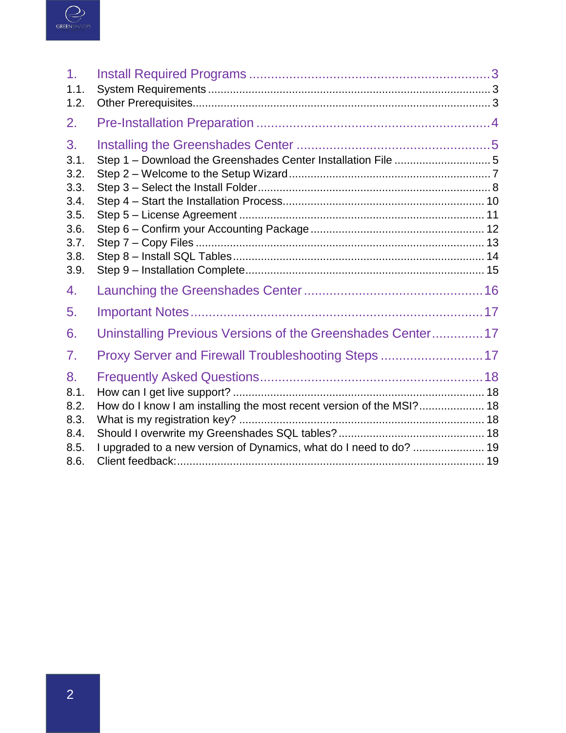1. Install Required Programs ........................................................ 3
   1.1. System Requirements ........................................................ 3
   1.2. Other Prerequisites........................................................ 3
2. Pre-Installation Preparation ........................................................ 4
3. Installing the Greenshades Center ........................................................ 5
   3.1. Step 1 – Download the Greenshades Center Installation File ........................ 5
   3.2. Step 2 – Welcome to the Setup Wizard ........................................................ 7
   3.3. Step 3 – Select the Install Folder ........................................................ 8
   3.4. Step 4 – Start the Installation Process ........................................................ 10
   3.5. Step 5 – License Agreement ........................................................ 11
   3.6. Step 6 – Confirm your Accounting Package ........................................................ 12
   3.7. Step 7 – Copy Files ........................................................ 13
   3.8. Step 8 – Install SQL Tables ........................................................ 14
   3.9. Step 9 – Installation Complete ........................................................ 15
4. Launching the Greenshades Center ........................................................ 16
5. Important Notes ........................................................ 17
6. Uninstalling Previous Versions of the Greenshades Center ........................ 17
7. Proxy Server and Firewall Troubleshooting Steps ........................ 17
8. Frequently Asked Questions ........................................................ 18
   8.1. How can I get live support? ........................................................ 18
   8.2. How do I know I am installing the most recent version of the MSI? ........................ 18
   8.3. What is my registration key? ........................................................ 18
   8.4. Should I overwrite my Greenshades SQL tables? ........................................................ 18
   8.5. I upgraded to a new version of Dynamics, what do I need to do? ........................ 19
   8.6. Client feedback: ........................................................ 19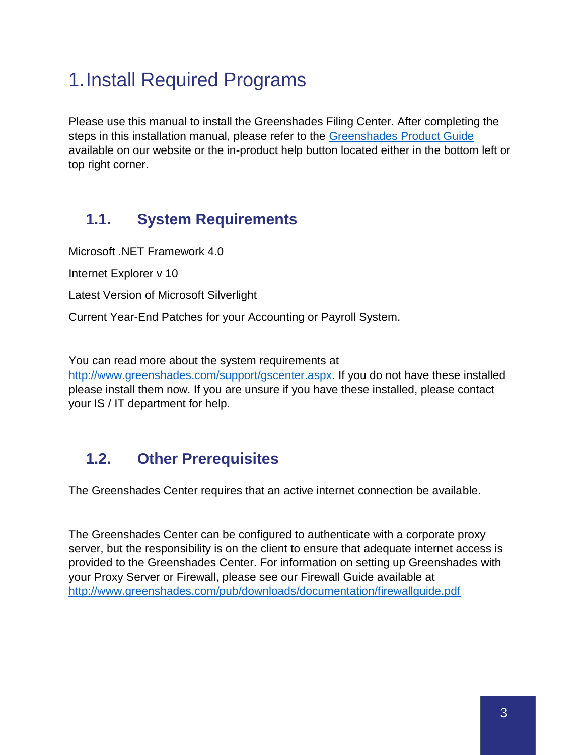# 1. Install Required Programs

Please use this manual to install the Greenshades Filing Center. After completing the steps in this installation manual, please refer to the [Greenshades Product Guide](Greenshades Product Guide) available on our website or the in-product help button located either in the bottom left or top right corner.

## 1.1. System Requirements

Microsoft .NET Framework 4.0

Internet Explorer v 10

Latest Version of Microsoft Silverlight

Current Year-End Patches for your Accounting or Payroll System.

You can read more about the system requirements at http://www.greenshades.com/support/gscenter.aspx. If you do not have these installed please install them now. If you are unsure if you have these installed, please contact your IS / IT department for help.

## 1.2. Other Prerequisites

The Greenshades Center requires that an active internet connection be available.

The Greenshades Center can be configured to authenticate with a corporate proxy server, but the responsibility is on the client to ensure that adequate internet access is provided to the Greenshades Center. For information on setting up Greenshades with your Proxy Server or Firewall, please see our Firewall Guide available at http://www.greenshades.com/pub/downloads/documentation/firewallguide.pdf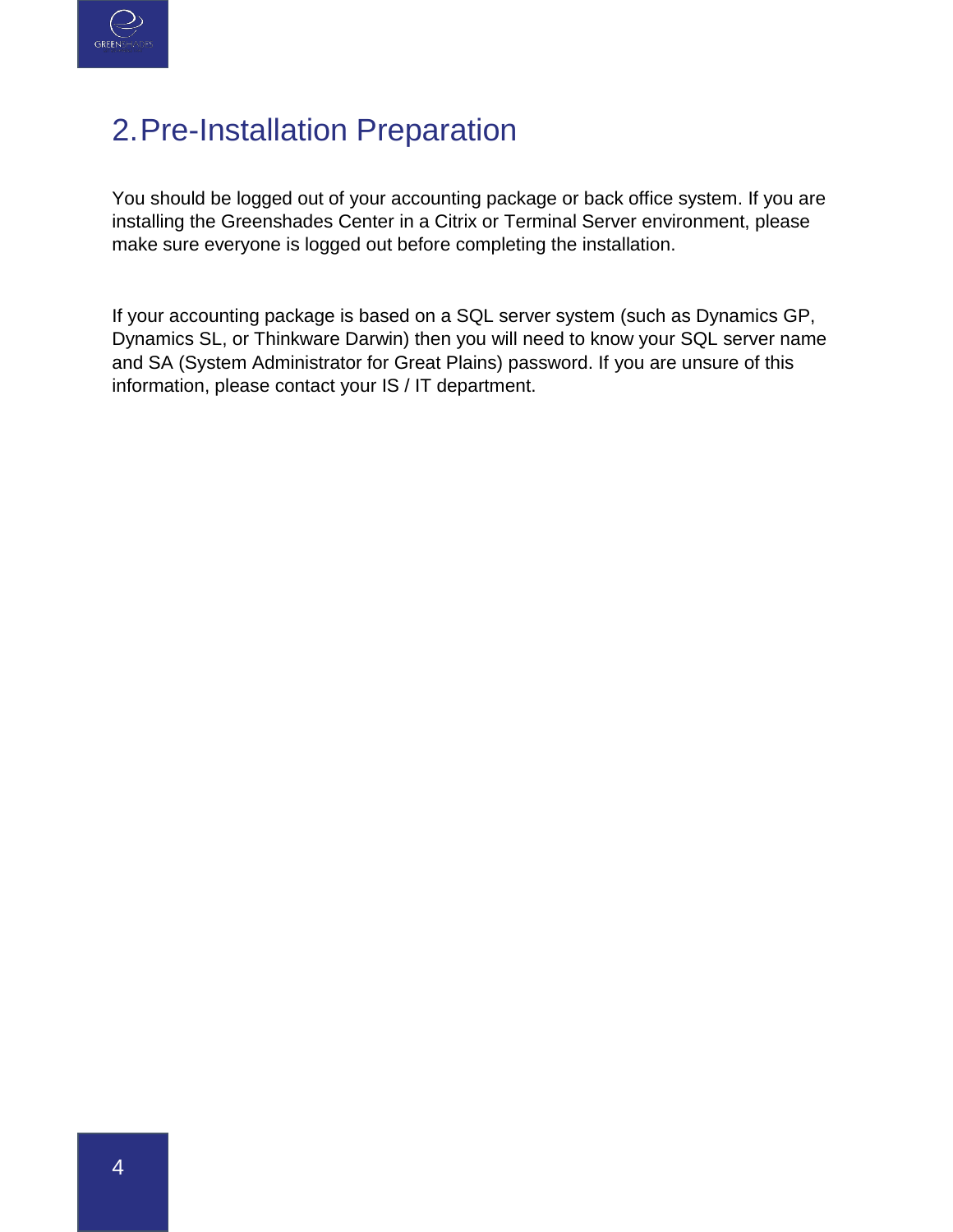# 2. Pre-Installation Preparation

You should be logged out of your accounting package or back office system. If you are installing the Greenshades Center in a Citrix or Terminal Server environment, please make sure everyone is logged out before completing the installation.

If your accounting package is based on a SQL server system (such as Dynamics GP, Dynamics SL, or Thinkware Darwin) then you will need to know your SQL server name and SA (System Administrator for Great Plains) password. If you are unsure of this information, please contact your IS / IT department.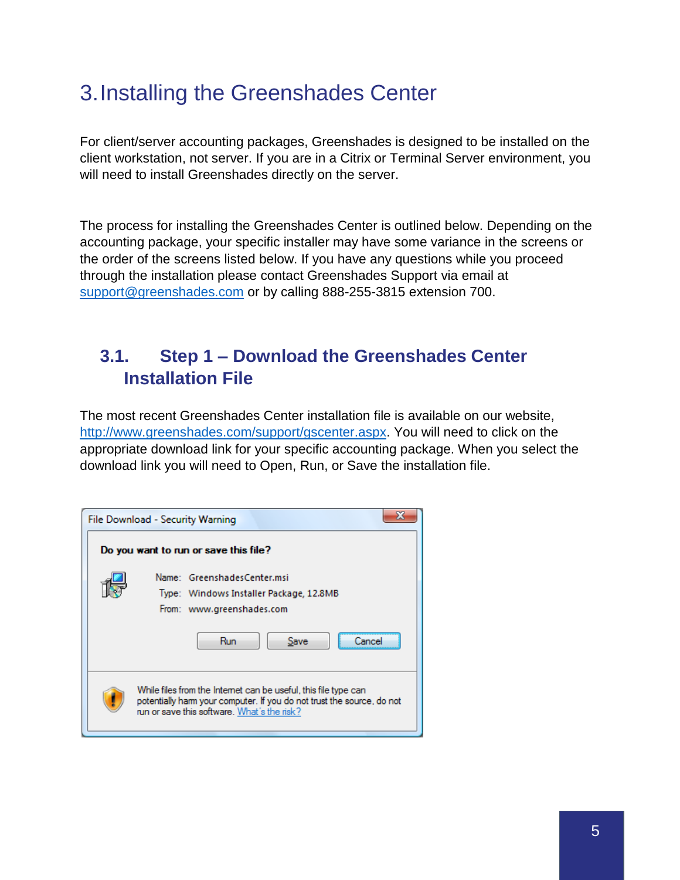# 3. Installing the Greenshades Center

For client/server accounting packages, Greenshades is designed to be installed on the client workstation, not server. If you are in a Citrix or Terminal Server environment, you will need to install Greenshades directly on the server.

The process for installing the Greenshades Center is outlined below. Depending on the accounting package, your specific installer may have some variance in the screens or the order of the screens listed below. If you have any questions while you proceed through the installation please contact Greenshades Support via email at support@greenshades.com or by calling 888-255-3815 extension 700.

## 3.1. Step 1 – Download the Greenshades Center Installation File

The most recent Greenshades Center installation file is available on our website, http://www.greenshades.com/support/gscenter.aspx. You will need to click on the appropriate download link for your specific accounting package. When you select the download link you will need to Open, Run, or Save the installation file.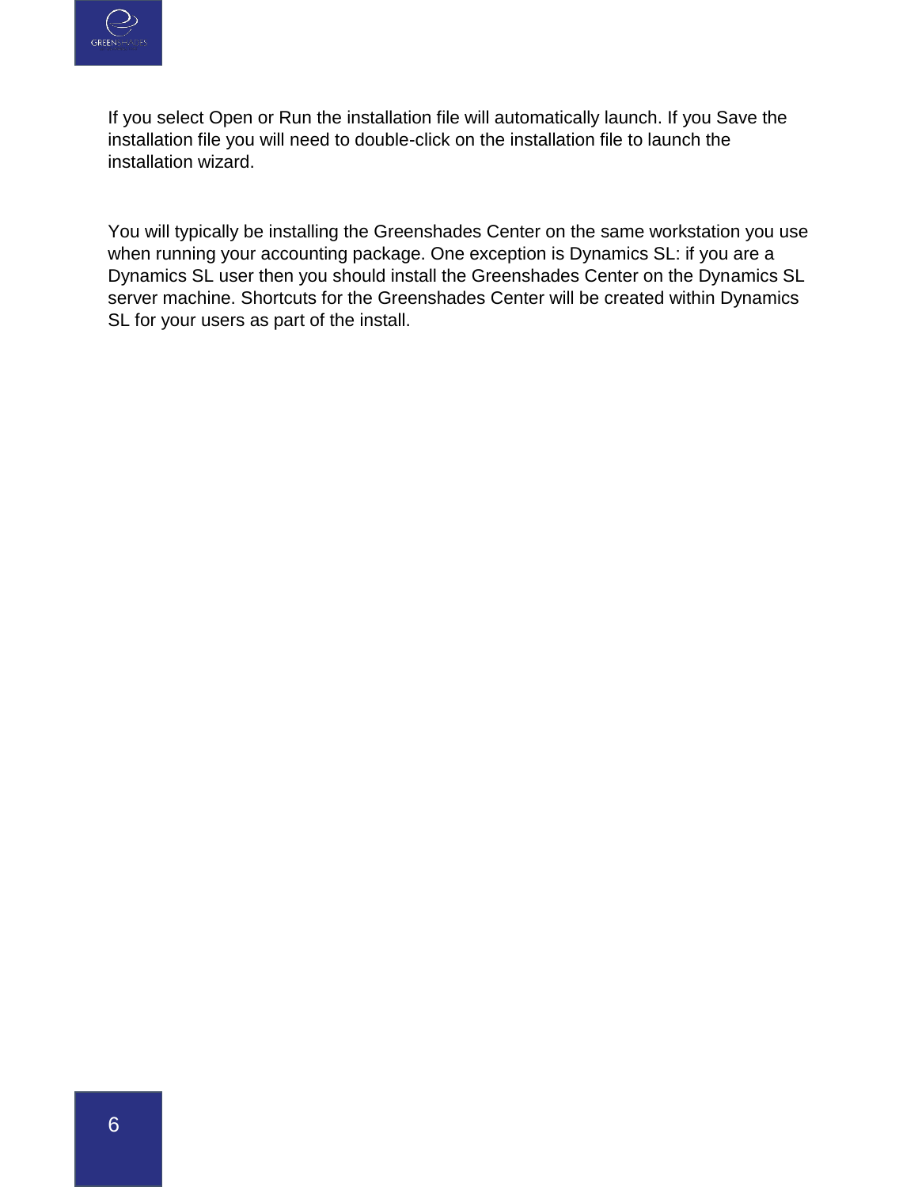If you select Open or Run the installation file will automatically launch. If you Save the installation file you will need to double-click on the installation file to launch the installation wizard.

You will typically be installing the Greenshades Center on the same workstation you use when running your accounting package. One exception is Dynamics SL: if you are a Dynamics SL user then you should install the Greenshades Center on the Dynamics SL server machine. Shortcuts for the Greenshades Center will be created within Dynamics SL for your users as part of the install.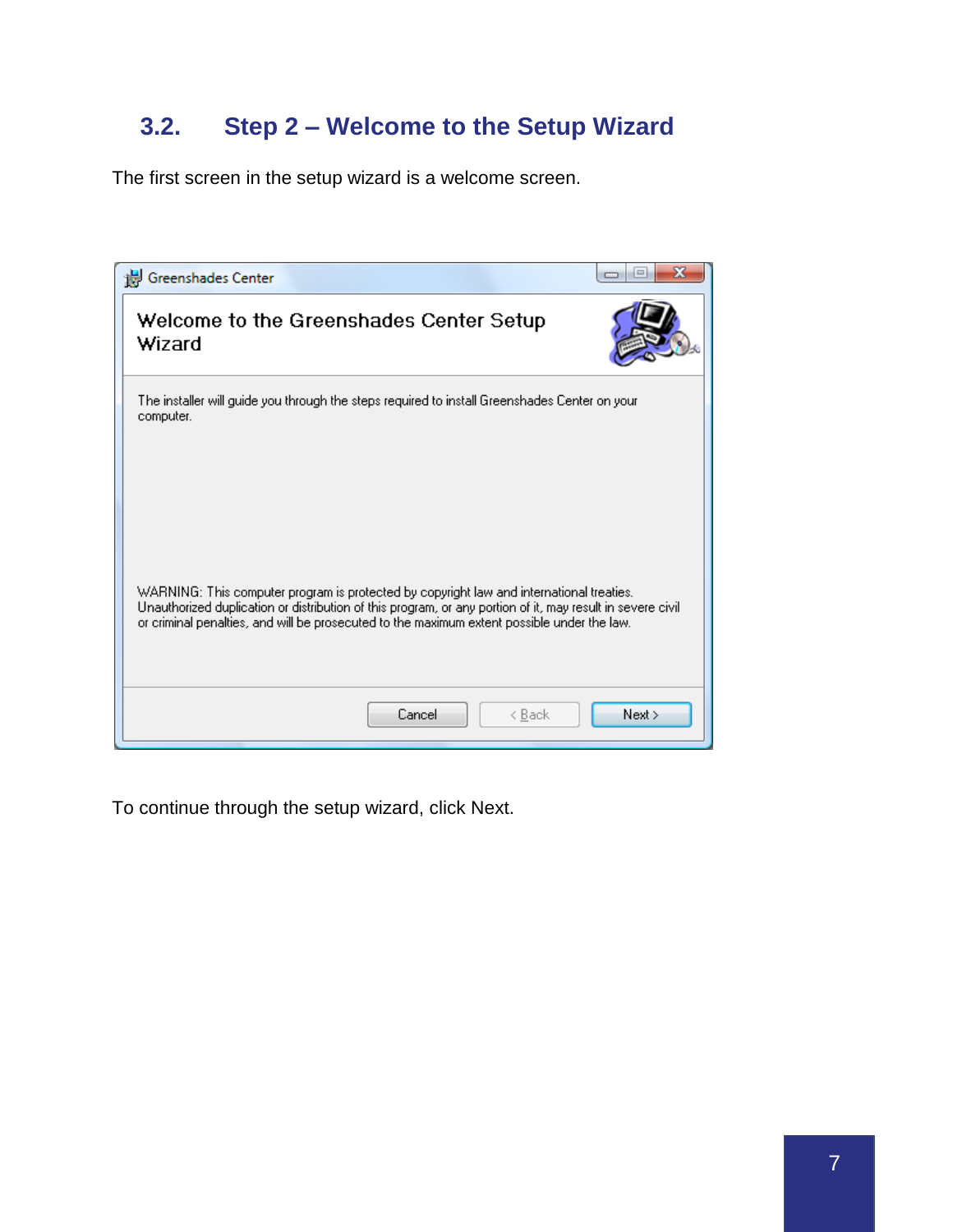## 3.2. Step 2 – Welcome to the Setup Wizard

The first screen in the setup wizard is a welcome screen.

To continue through the setup wizard, click Next.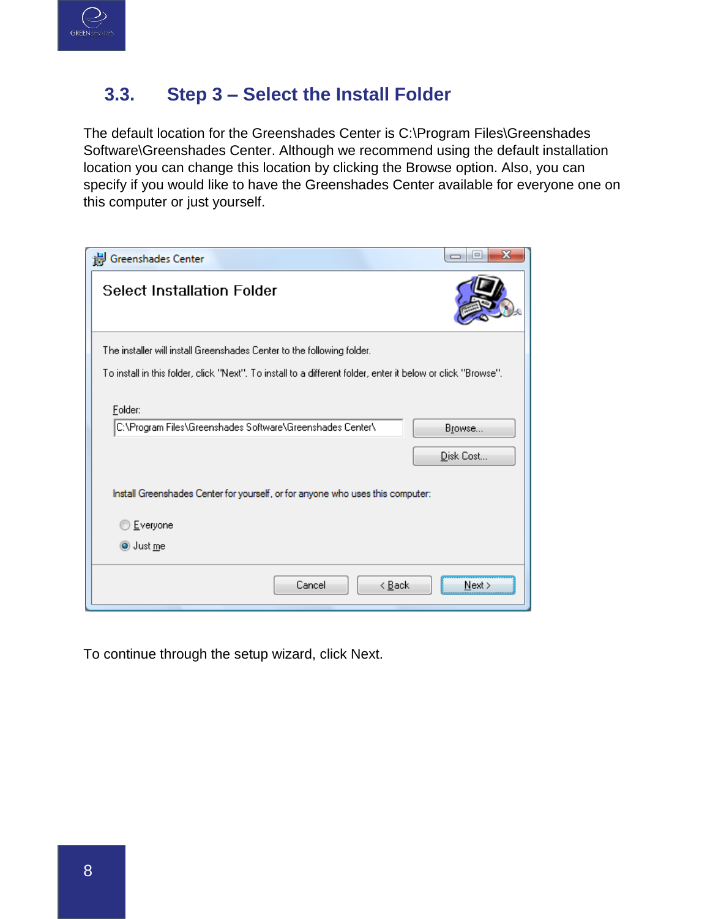## 3.3. Step 3 – Select the Install Folder

The default location for the Greenshades Center is C:\Program Files\Greenshades Software\Greenshades Center. Although we recommend using the default installation location you can change this location by clicking the Browse option. Also, you can specify if you would like to have the Greenshades Center available for everyone one on this computer or just yourself.

To continue through the setup wizard, click Next.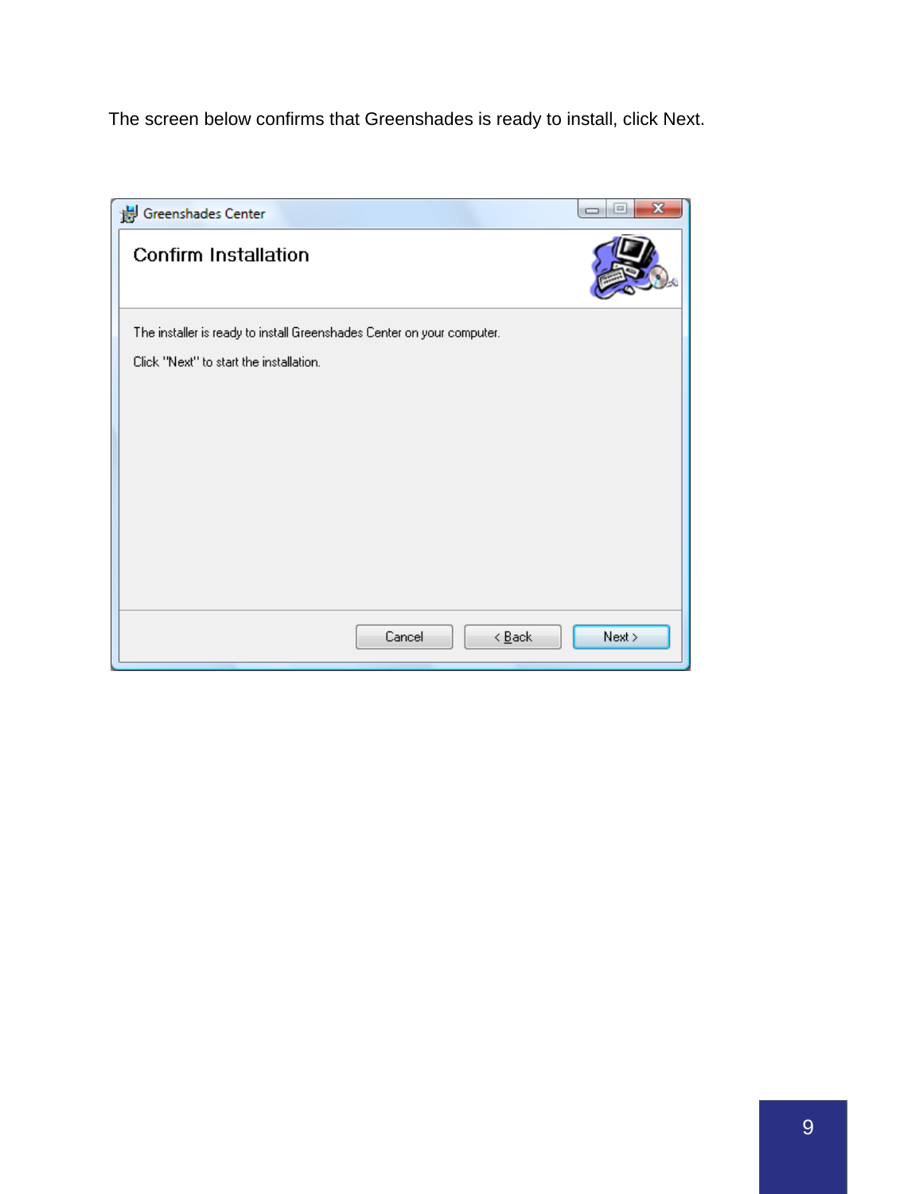The screen below confirms that Greenshades is ready to install, click Next.

Greenshades Center

**Confirm Installation**

The installer is ready to install Greenshades Center on your computer.

Click "Next" to start the installation.

Cancel | < Back | Next >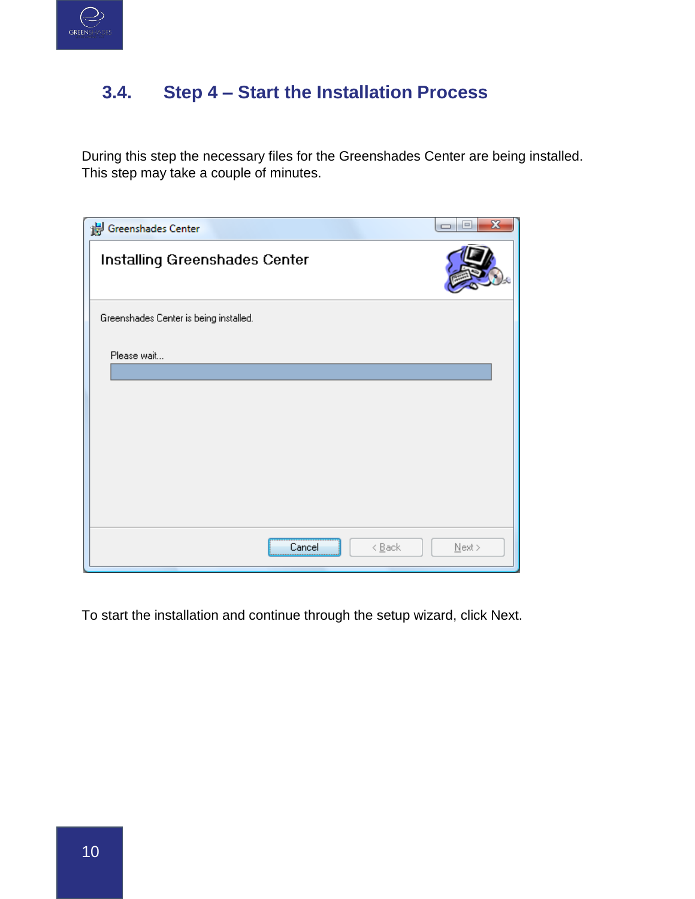## 3.4. Step 4 – Start the Installation Process

During this step the necessary files for the Greenshades Center are being installed. This step may take a couple of minutes.

To start the installation and continue through the setup wizard, click Next.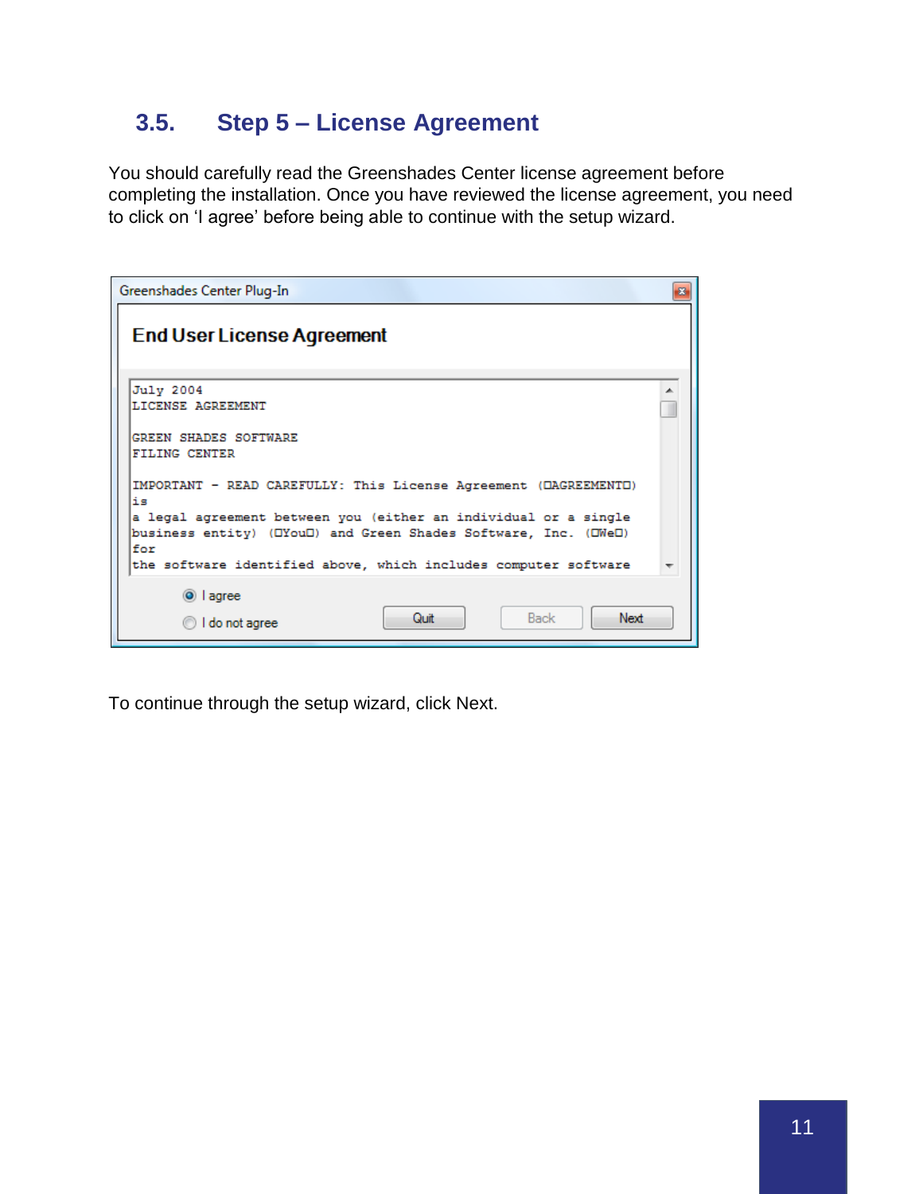## 3.5. Step 5 – License Agreement

You should carefully read the Greenshades Center license agreement before completing the installation. Once you have reviewed the license agreement, you need to click on 'I agree' before being able to continue with the setup wizard.

Greenshades Center Plug-In

**End User License Agreement**

```
July 2004
LICENSE AGREEMENT

GREEN SHADES SOFTWARE
FILING CENTER

IMPORTANT - READ CAREFULLY: This License Agreement (AGREEMENT)
is
a legal agreement between you (either an individual or a single
business entity) (You) and Green Shades Software, Inc. (We)
for
the software identified above, which includes computer software
```

- I agree
- I do not agree

Quit | Back | Next

To continue through the setup wizard, click Next.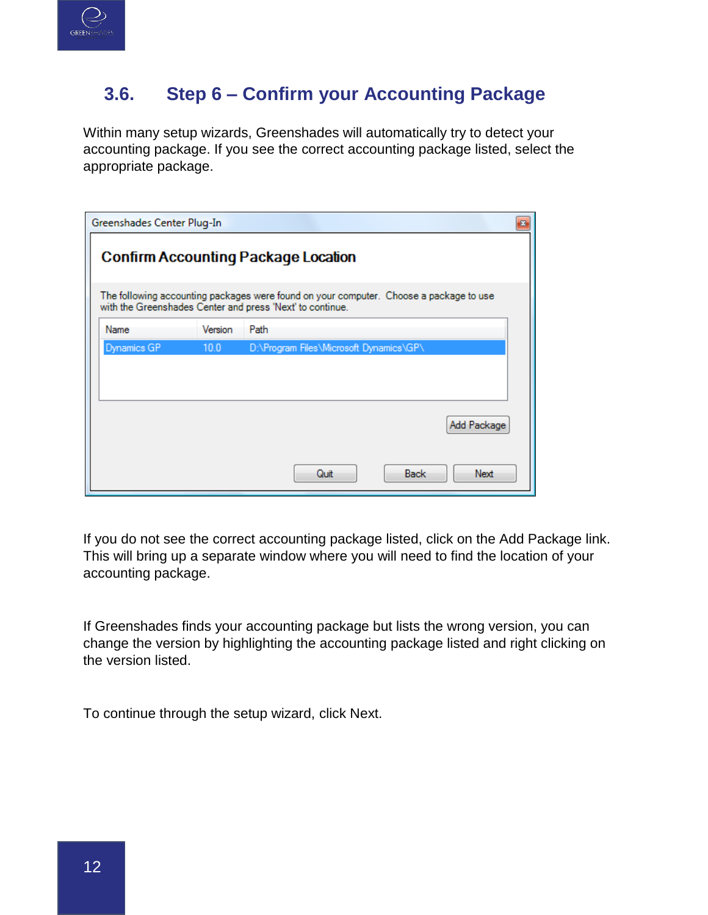## 3.6. Step 6 – Confirm your Accounting Package

Within many setup wizards, Greenshades will automatically try to detect your accounting package. If you see the correct accounting package listed, select the appropriate package.

If you do not see the correct accounting package listed, click on the Add Package link. This will bring up a separate window where you will need to find the location of your accounting package.

If Greenshades finds your accounting package but lists the wrong version, you can change the version by highlighting the accounting package listed and right clicking on the version listed.

To continue through the setup wizard, click Next.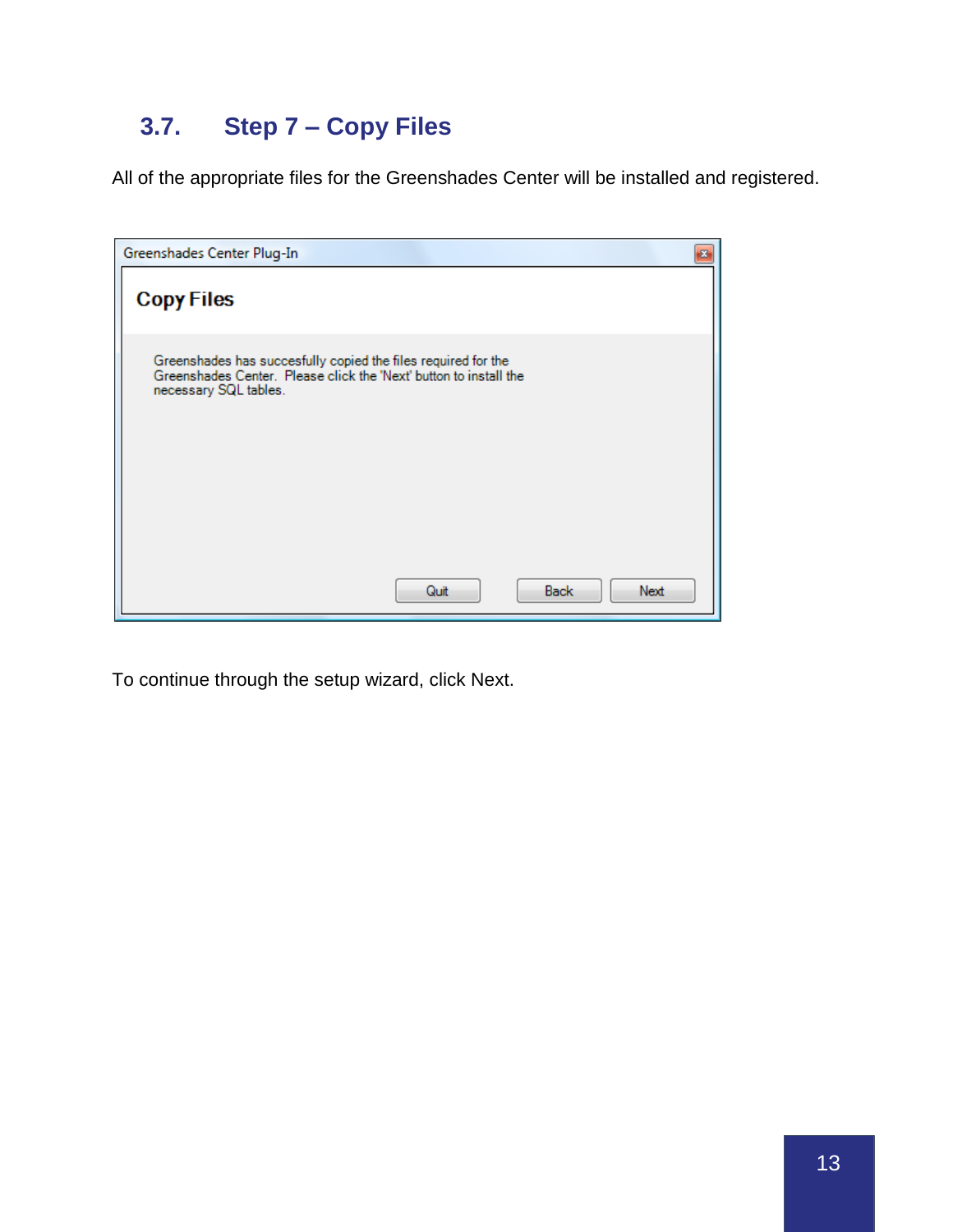## 3.7. Step 7 – Copy Files

All of the appropriate files for the Greenshades Center will be installed and registered.

To continue through the setup wizard, click Next.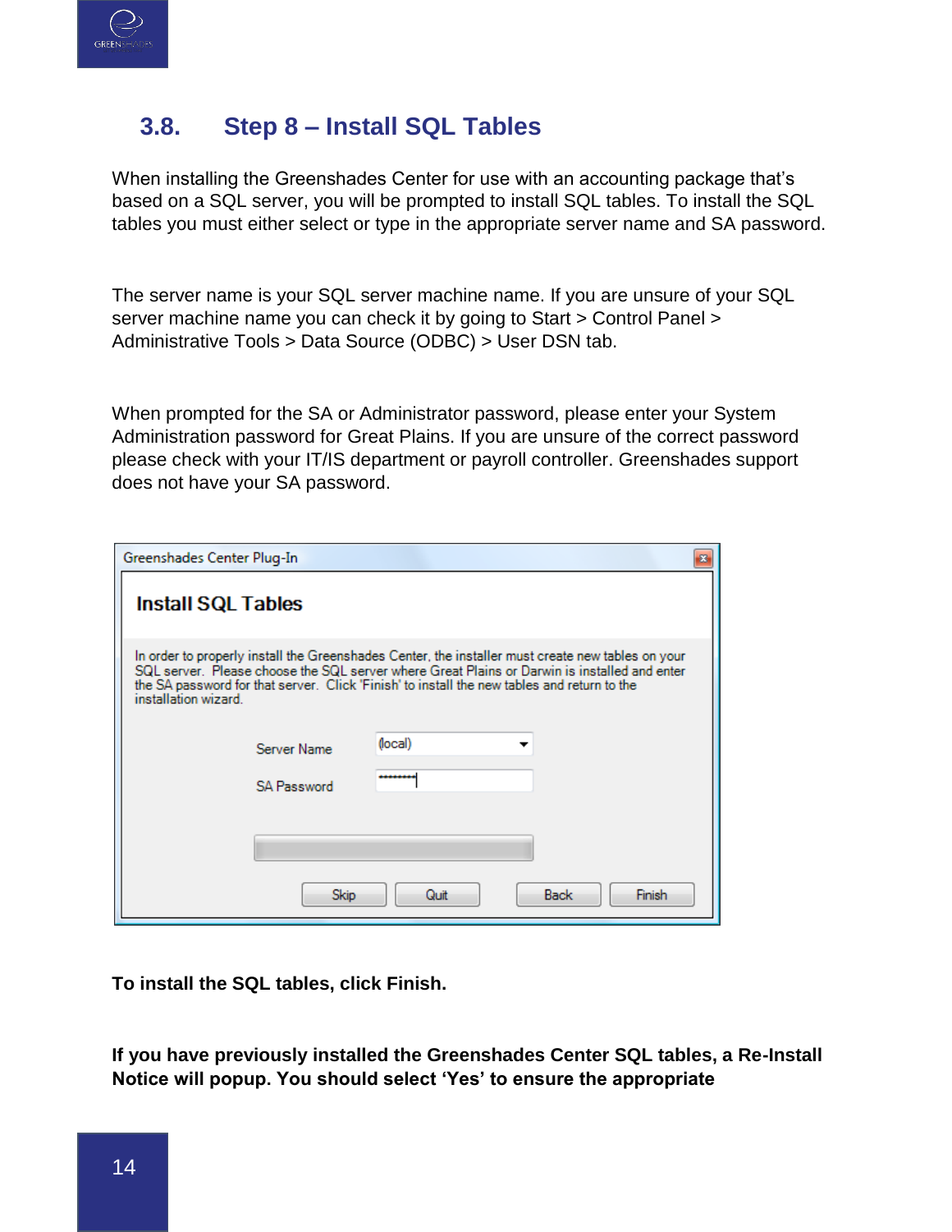## 3.8. Step 8 – Install SQL Tables

When installing the Greenshades Center for use with an accounting package that's based on a SQL server, you will be prompted to install SQL tables. To install the SQL tables you must either select or type in the appropriate server name and SA password.

The server name is your SQL server machine name. If you are unsure of your SQL server machine name you can check it by going to Start > Control Panel > Administrative Tools > Data Source (ODBC) > User DSN tab.

When prompted for the SA or Administrator password, please enter your System Administration password for Great Plains. If you are unsure of the correct password please check with your IT/IS department or payroll controller. Greenshades support does not have your SA password.

Greenshades Center Plug-In

**Install SQL Tables**

In order to properly install the Greenshades Center, the installer must create new tables on your SQL server. Please choose the SQL server where Great Plains or Darwin is installed and enter the SA password for that server. Click 'Finish' to install the new tables and return to the installation wizard.

Server Name: (local)

SA Password: ••••••••

Skip | Quit | Back | Finish

**To install the SQL tables, click Finish.**

**If you have previously installed the Greenshades Center SQL tables, a Re-Install Notice will popup. You should select 'Yes' to ensure the appropriate**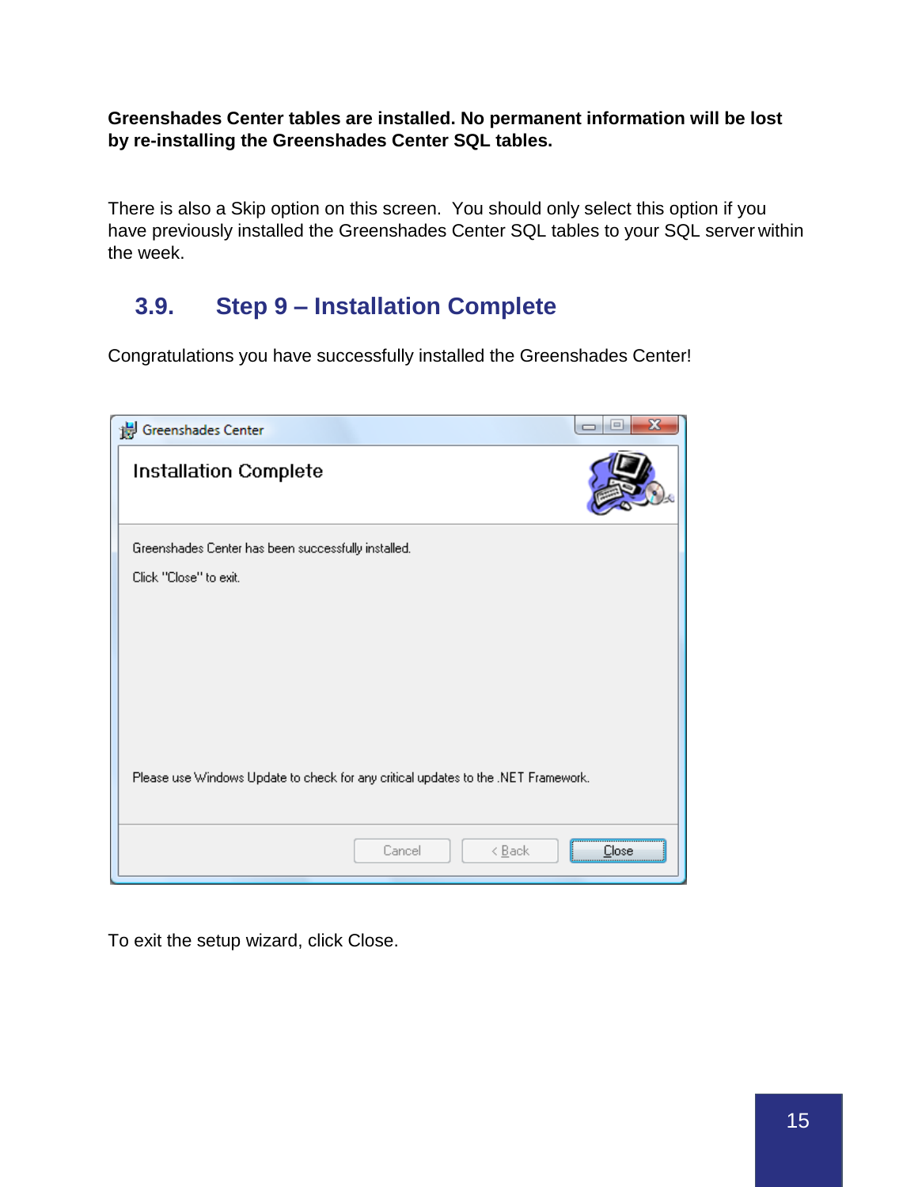**Greenshades Center tables are installed. No permanent information will be lost by re-installing the Greenshades Center SQL tables.**

There is also a Skip option on this screen. You should only select this option if you have previously installed the Greenshades Center SQL tables to your SQL server within the week.

## 3.9. Step 9 – Installation Complete

Congratulations you have successfully installed the Greenshades Center!

To exit the setup wizard, click Close.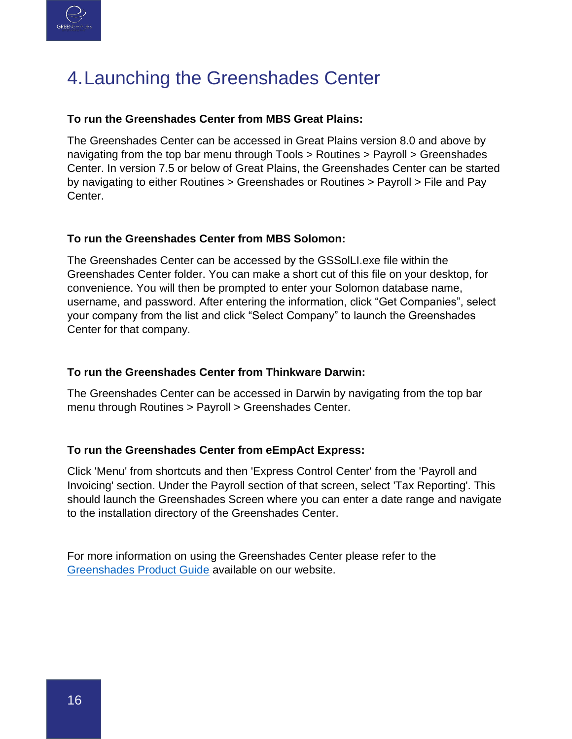# 4. Launching the Greenshades Center

**To run the Greenshades Center from MBS Great Plains:**

The Greenshades Center can be accessed in Great Plains version 8.0 and above by navigating from the top bar menu through Tools > Routines > Payroll > Greenshades Center. In version 7.5 or below of Great Plains, the Greenshades Center can be started by navigating to either Routines > Greenshades or Routines > Payroll > File and Pay Center.

**To run the Greenshades Center from MBS Solomon:**

The Greenshades Center can be accessed by the GSSolLI.exe file within the Greenshades Center folder. You can make a short cut of this file on your desktop, for convenience. You will then be prompted to enter your Solomon database name, username, and password. After entering the information, click "Get Companies", select your company from the list and click "Select Company" to launch the Greenshades Center for that company.

**To run the Greenshades Center from Thinkware Darwin:**

The Greenshades Center can be accessed in Darwin by navigating from the top bar menu through Routines > Payroll > Greenshades Center.

**To run the Greenshades Center from eEmpAct Express:**

Click 'Menu' from shortcuts and then 'Express Control Center' from the 'Payroll and Invoicing' section. Under the Payroll section of that screen, select 'Tax Reporting'. This should launch the Greenshades Screen where you can enter a date range and navigate to the installation directory of the Greenshades Center.

For more information on using the Greenshades Center please refer to the Greenshades Product Guide available on our website.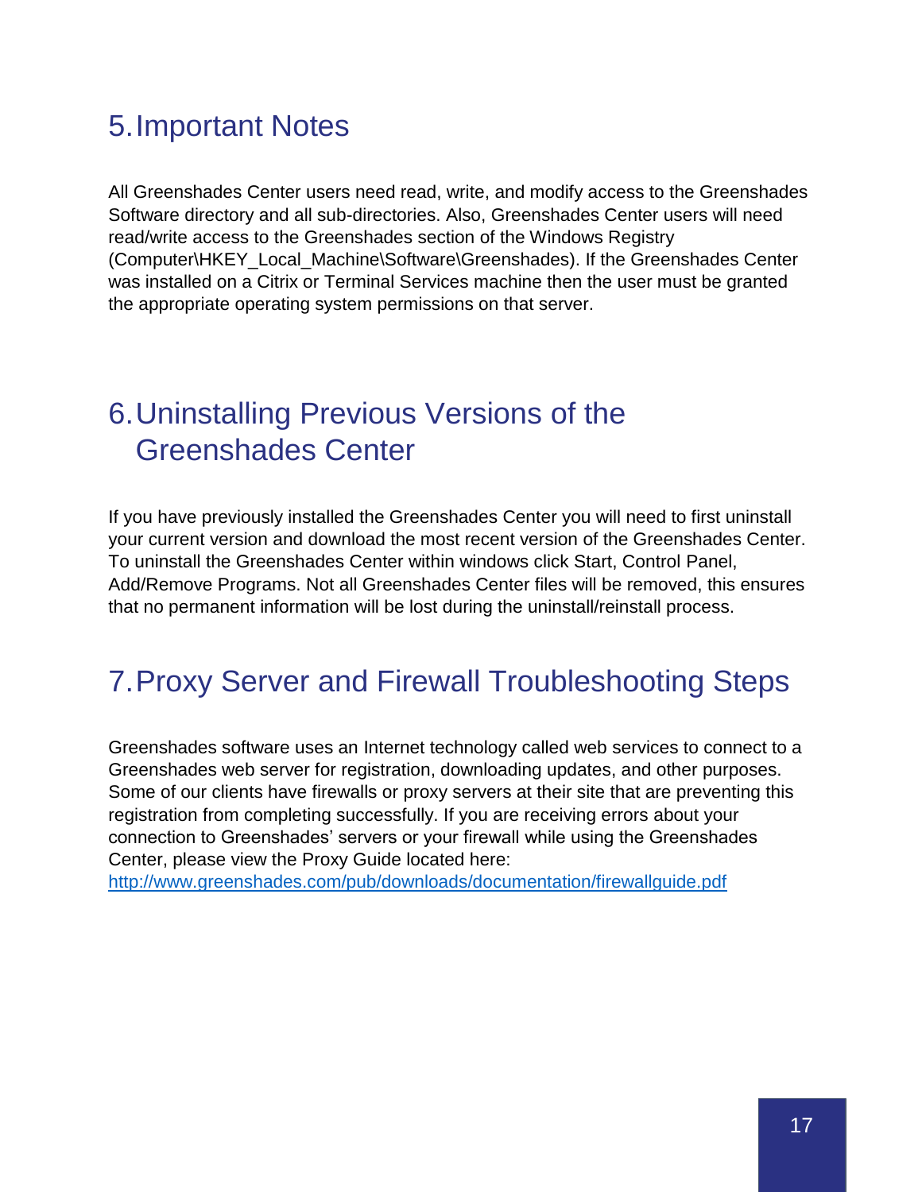# 5. Important Notes

All Greenshades Center users need read, write, and modify access to the Greenshades Software directory and all sub-directories. Also, Greenshades Center users will need read/write access to the Greenshades section of the Windows Registry (Computer\HKEY_Local_Machine\Software\Greenshades). If the Greenshades Center was installed on a Citrix or Terminal Services machine then the user must be granted the appropriate operating system permissions on that server.

# 6. Uninstalling Previous Versions of the Greenshades Center

If you have previously installed the Greenshades Center you will need to first uninstall your current version and download the most recent version of the Greenshades Center. To uninstall the Greenshades Center within windows click Start, Control Panel, Add/Remove Programs. Not all Greenshades Center files will be removed, this ensures that no permanent information will be lost during the uninstall/reinstall process.

# 7. Proxy Server and Firewall Troubleshooting Steps

Greenshades software uses an Internet technology called web services to connect to a Greenshades web server for registration, downloading updates, and other purposes. Some of our clients have firewalls or proxy servers at their site that are preventing this registration from completing successfully. If you are receiving errors about your connection to Greenshades' servers or your firewall while using the Greenshades Center, please view the Proxy Guide located here:
http://www.greenshades.com/pub/downloads/documentation/firewallguide.pdf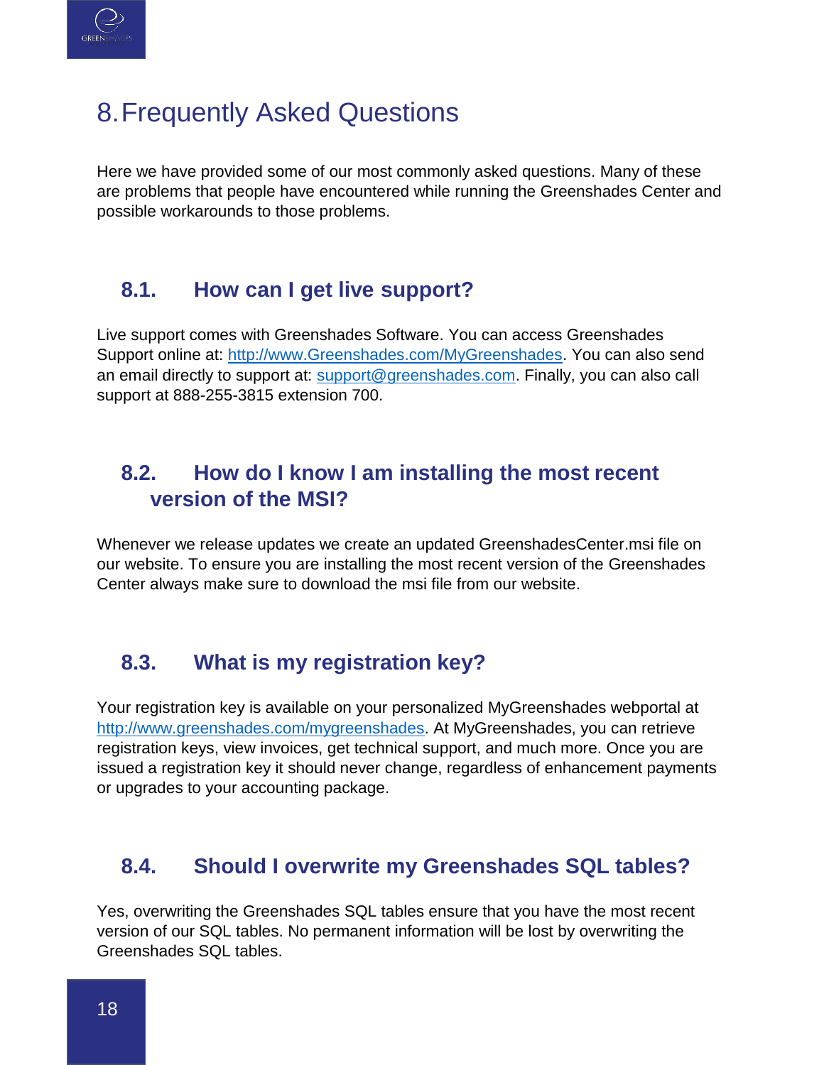# 8. Frequently Asked Questions

Here we have provided some of our most commonly asked questions. Many of these are problems that people have encountered while running the Greenshades Center and possible workarounds to those problems.

## 8.1. How can I get live support?

Live support comes with Greenshades Software. You can access Greenshades Support online at: http://www.Greenshades.com/MyGreenshades. You can also send an email directly to support at: support@greenshades.com. Finally, you can also call support at 888-255-3815 extension 700.

## 8.2. How do I know I am installing the most recent version of the MSI?

Whenever we release updates we create an updated GreenshadesCenter.msi file on our website. To ensure you are installing the most recent version of the Greenshades Center always make sure to download the msi file from our website.

## 8.3. What is my registration key?

Your registration key is available on your personalized MyGreenshades webportal at http://www.greenshades.com/mygreenshades. At MyGreenshades, you can retrieve registration keys, view invoices, get technical support, and much more. Once you are issued a registration key it should never change, regardless of enhancement payments or upgrades to your accounting package.

## 8.4. Should I overwrite my Greenshades SQL tables?

Yes, overwriting the Greenshades SQL tables ensure that you have the most recent version of our SQL tables. No permanent information will be lost by overwriting the Greenshades SQL tables.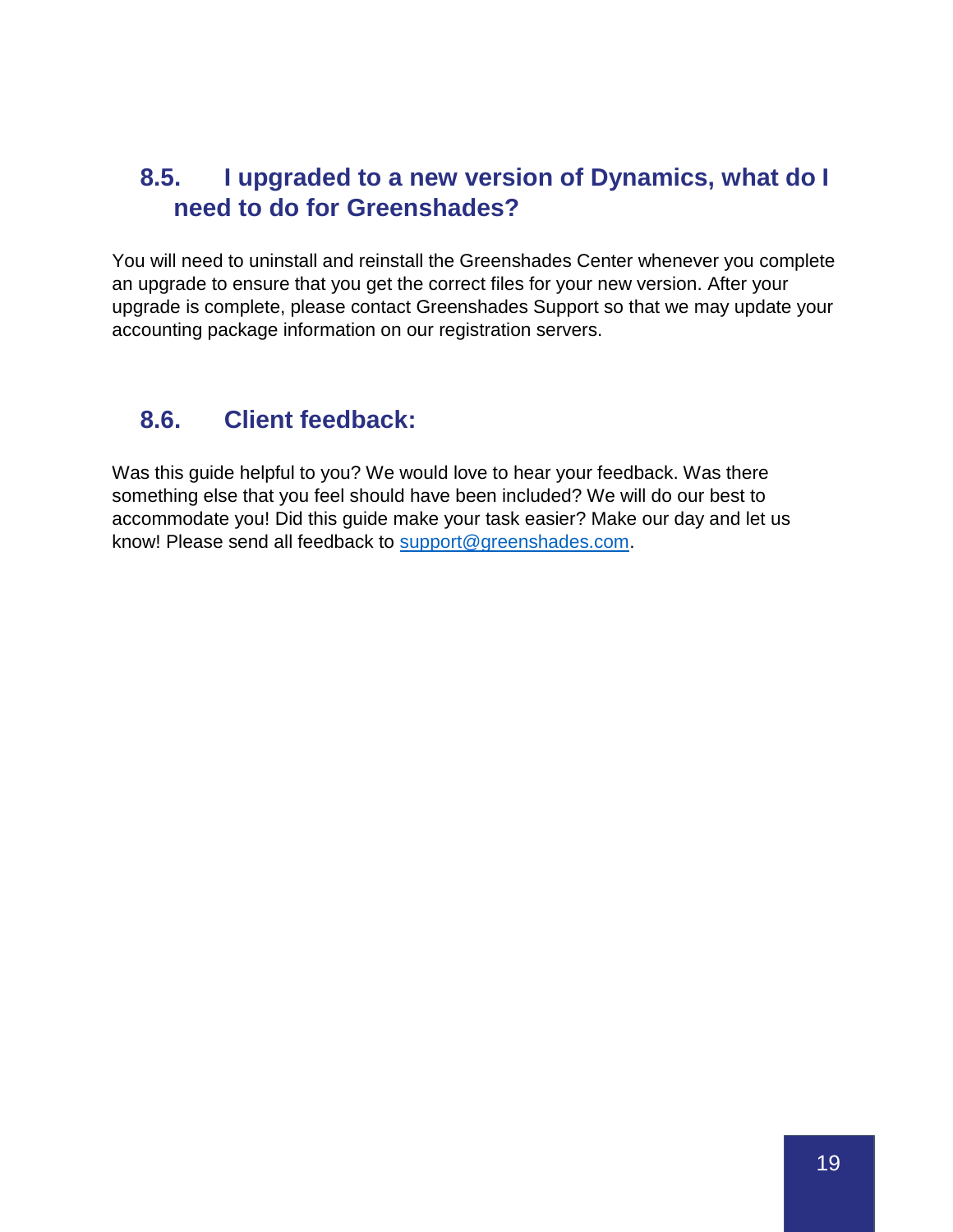## 8.5. I upgraded to a new version of Dynamics, what do I need to do for Greenshades?

You will need to uninstall and reinstall the Greenshades Center whenever you complete an upgrade to ensure that you get the correct files for your new version. After your upgrade is complete, please contact Greenshades Support so that we may update your accounting package information on our registration servers.

## 8.6. Client feedback:

Was this guide helpful to you? We would love to hear your feedback. Was there something else that you feel should have been included? We will do our best to accommodate you! Did this guide make your task easier? Make our day and let us know! Please send all feedback to support@greenshades.com.